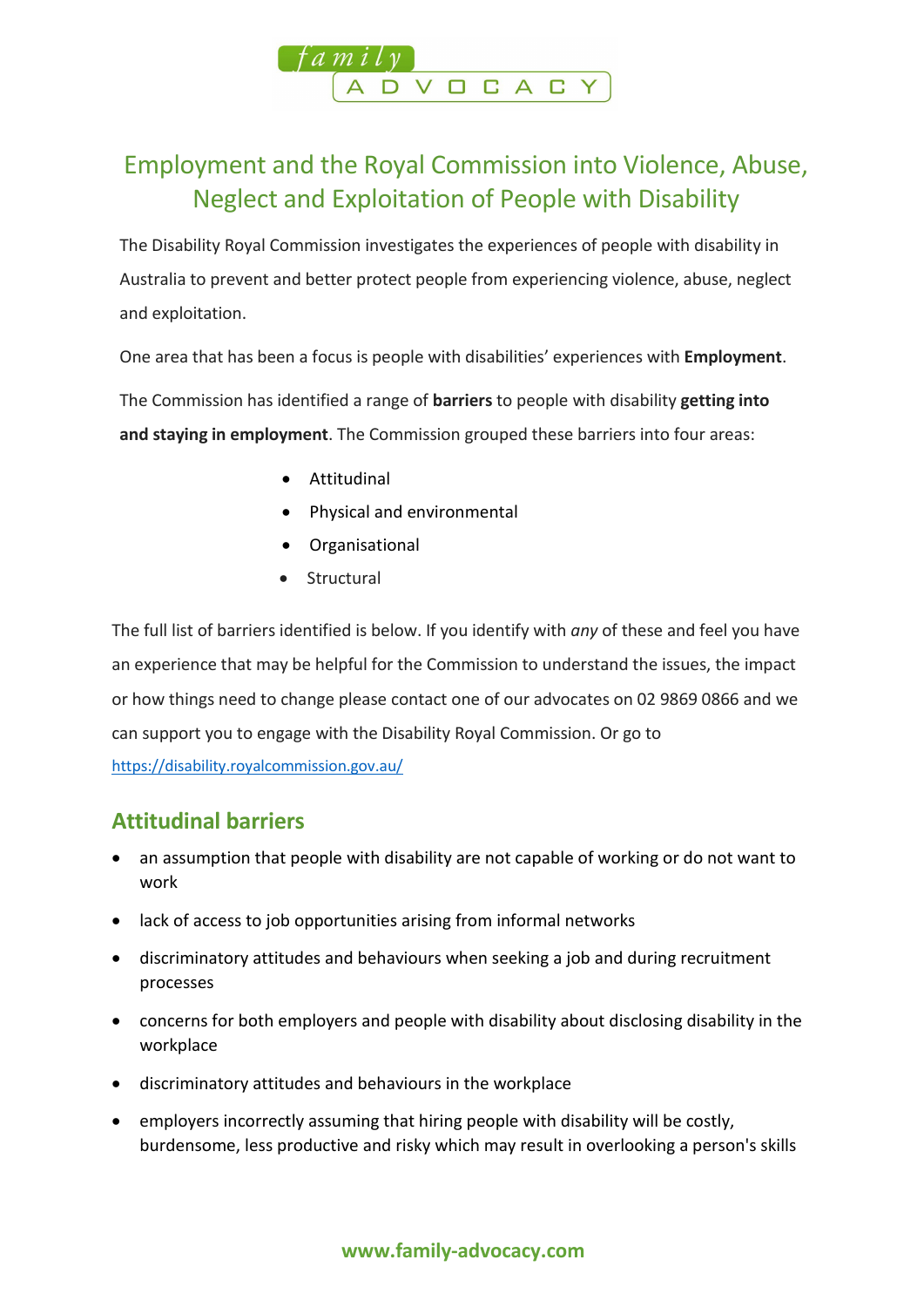# Employment and the Royal Commission into Violence, Abuse, Neglect and Exploitation of People with Disability

The Disability Royal Commission investigates the experiences of people with disability in Australia to prevent and better protect people from experiencing violence, abuse, neglect and exploitation.

One area that has been a focus is people with disabilities' experiences with **Employment**.

The Commission has identified a range of **barriers** to people with disability **getting into and staying in employment**. The Commission grouped these barriers into four areas:

- Attitudinal
- Physical and environmental
- Organisational
- Structural

The full list of barriers identified is below. If you identify with *any* of these and feel you have an experience that may be helpful for the Commission to understand the issues, the impact or how things need to change please contact one of our advocates on 02 9869 0866 and we can support you to engage with the Disability Royal Commission. Or go to https://disability.royalcommission.gov.au/

## Attitudinal barriers

- an assumption that people with disability are not capable of working or do not want to work
- lack of access to job opportunities arising from informal networks
- discriminatory attitudes and behaviours when seeking a job and during recruitment processes
- concerns for both employers and people with disability about disclosing disability in the workplace
- discriminatory attitudes and behaviours in the workplace
- employers incorrectly assuming that hiring people with disability will be costly, burdensome, less productive and risky which may result in overlooking a person's skills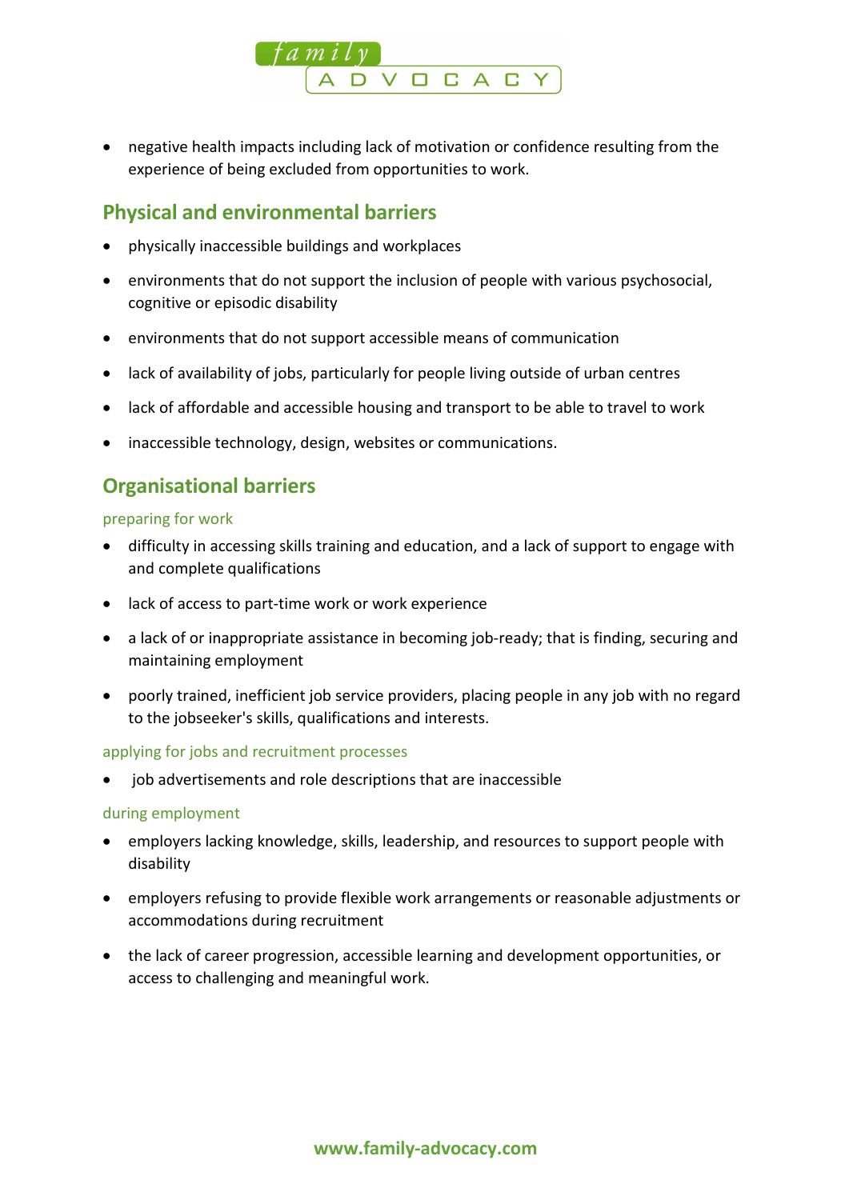- negative health impacts including lack of motivation or confidence resulting from the experience of being excluded from opportunities to work.

## Physical and environmental barriers

- physically inaccessible buildings and workplaces
- environments that do not support the inclusion of people with various psychosocial, cognitive or episodic disability
- environments that do not support accessible means of communication
- lack of availability of jobs, particularly for people living outside of urban centres
- lack of affordable and accessible housing and transport to be able to travel to work
- inaccessible technology, design, websites or communications.

## Organisational barriers

### preparing for work

- difficulty in accessing skills training and education, and a lack of support to engage with and complete qualifications
- lack of access to part-time work or work experience
- a lack of or inappropriate assistance in becoming job-ready; that is finding, securing and maintaining employment
- poorly trained, inefficient job service providers, placing people in any job with no regard to the jobseeker's skills, qualifications and interests.

### applying for jobs and recruitment processes

- job advertisements and role descriptions that are inaccessible

### during employment

- employers lacking knowledge, skills, leadership, and resources to support people with disability
- employers refusing to provide flexible work arrangements or reasonable adjustments or accommodations during recruitment
- the lack of career progression, accessible learning and development opportunities, or access to challenging and meaningful work.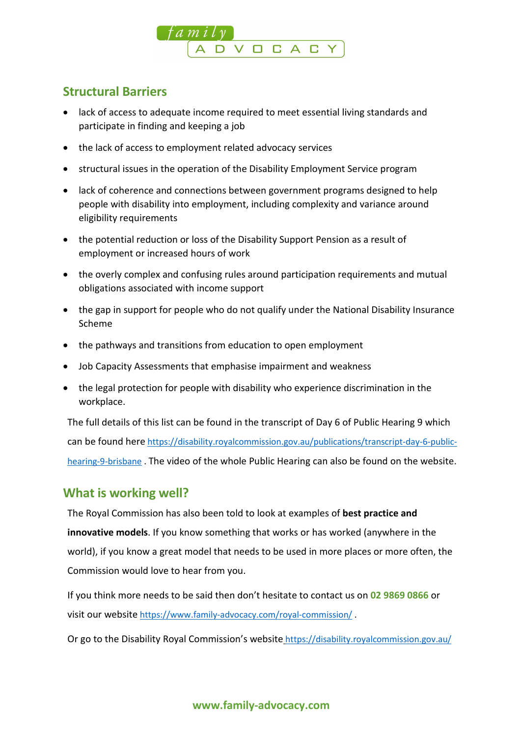## Structural Barriers

- lack of access to adequate income required to meet essential living standards and participate in finding and keeping a job
- the lack of access to employment related advocacy services
- structural issues in the operation of the Disability Employment Service program
- lack of coherence and connections between government programs designed to help people with disability into employment, including complexity and variance around eligibility requirements
- the potential reduction or loss of the Disability Support Pension as a result of employment or increased hours of work
- the overly complex and confusing rules around participation requirements and mutual obligations associated with income support
- the gap in support for people who do not qualify under the National Disability Insurance Scheme
- the pathways and transitions from education to open employment
- Job Capacity Assessments that emphasise impairment and weakness
- the legal protection for people with disability who experience discrimination in the workplace.

The full details of this list can be found in the transcript of Day 6 of Public Hearing 9 which can be found here https://disability.royalcommission.gov.au/publications/transcript-day-6-public-hearing-9-brisbane . The video of the whole Public Hearing can also be found on the website.

## What is working well?

The Royal Commission has also been told to look at examples of **best practice and innovative models**. If you know something that works or has worked (anywhere in the world), if you know a great model that needs to be used in more places or more often, the Commission would love to hear from you.

If you think more needs to be said then don't hesitate to contact us on **02 9869 0866** or visit our website https://www.family-advocacy.com/royal-commission/ .

Or go to the Disability Royal Commission's website https://disability.royalcommission.gov.au/